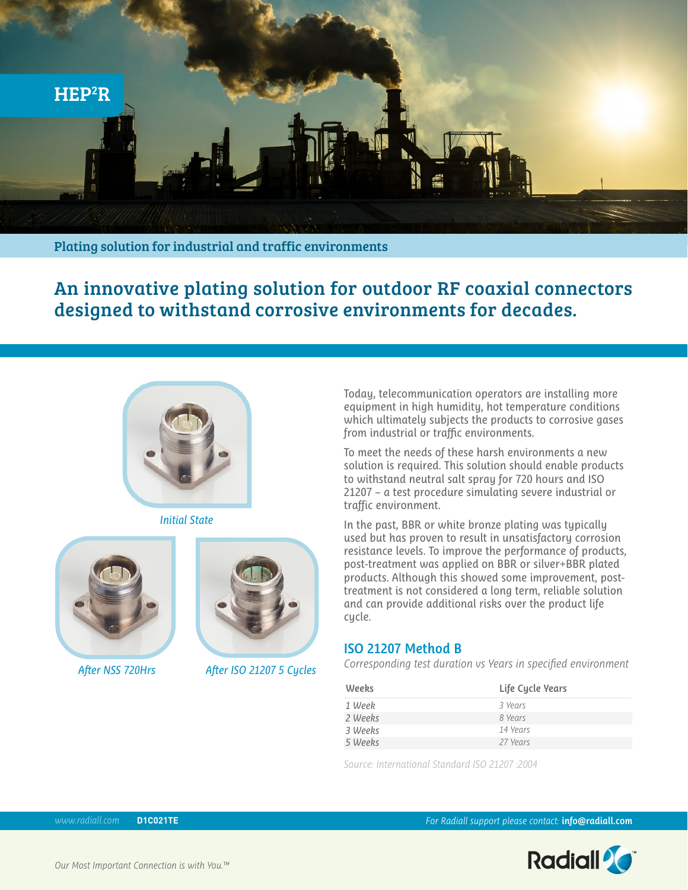# HEP²R

**Plating solution for industrial and traffic environments**

## An innovative plating solution for outdoor RF coaxial connectors designed to withstand corrosive environments for decades.

*Initial State*

*After NSS 720Hrs*

*After ISO 21207 5 Cycles*

Today, telecommunication operators are installing more equipment in high humidity, hot temperature conditions which ultimately subjects the products to corrosive gases from industrial or traffic environments.

To meet the needs of these harsh environments a new solution is required. This solution should enable products to withstand neutral salt spray for 720 hours and ISO 21207 – a test procedure simulating severe industrial or traffic environment.

In the past, BBR or white bronze plating was typically used but has proven to result in unsatisfactory corrosion resistance levels. To improve the performance of products, post-treatment was applied on BBR or silver+BBR plated products. Although this showed some improvement, post-treatment is not considered a long term, reliable solution and can provide additional risks over the product life cycle.

### ISO 21207 Method B

*Corresponding test duration vs Years in specified environment*

| Weeks | Life Cycle Years |
| --- | --- |
| 1 Week | 3 Years |
| 2 Weeks | 8 Years |
| 3 Weeks | 14 Years |
| 5 Weeks | 27 Years |

*Source: International Standard ISO 21207 :2004*

www.radiall.com **D1C021TE** *For Radiall support please contact:* **info@radiall.com**

*Our Most Important Connection is with You.™*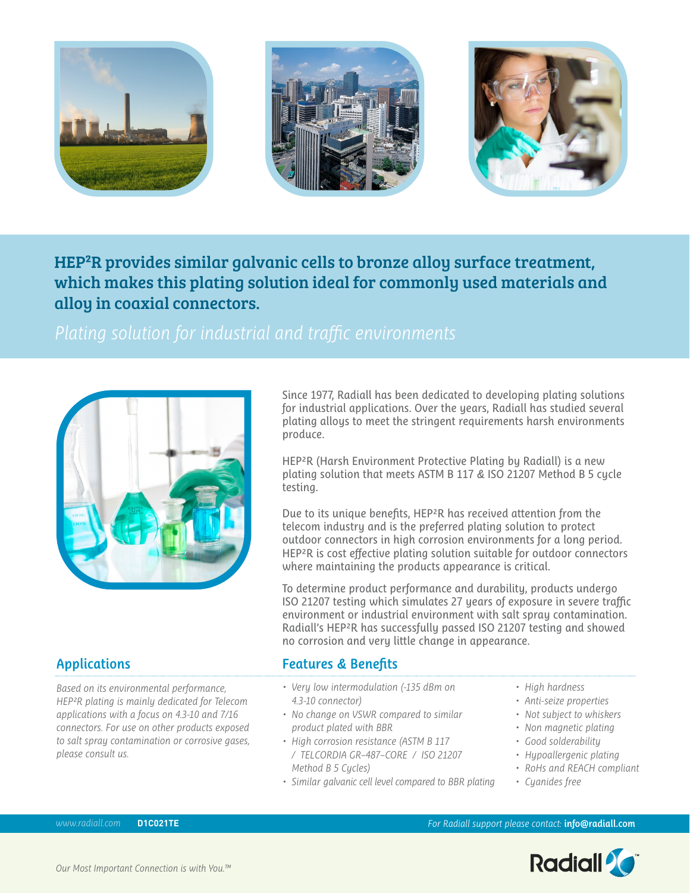**HEP²R provides similar galvanic cells to bronze alloy surface treatment, which makes this plating solution ideal for commonly used materials and alloy in coaxial connectors.**

*Plating solution for industrial and traffic environments*

Since 1977, Radiall has been dedicated to developing plating solutions for industrial applications. Over the years, Radiall has studied several plating alloys to meet the stringent requirements harsh environments produce.

HEP²R (Harsh Environment Protective Plating by Radiall) is a new plating solution that meets ASTM B 117 & ISO 21207 Method B 5 cycle testing.

Due to its unique benefits, HEP²R has received attention from the telecom industry and is the preferred plating solution to protect outdoor connectors in high corrosion environments for a long period. HEP²R is cost effective plating solution suitable for outdoor connectors where maintaining the products appearance is critical.

To determine product performance and durability, products undergo ISO 21207 testing which simulates 27 years of exposure in severe traffic environment or industrial environment with salt spray contamination. Radiall's HEP²R has successfully passed ISO 21207 testing and showed no corrosion and very little change in appearance.

## Applications

*Based on its environmental performance, HEP²R plating is mainly dedicated for Telecom applications with a focus on 4.3-10 and 7/16 connectors. For use on other products exposed to salt spray contamination or corrosive gases, please consult us.*

## Features & Benefits

- *Very low intermodulation (-135 dBm on 4.3-10 connector)*
- *No change on VSWR compared to similar product plated with BBR*
- *High corrosion resistance (ASTM B 117 / TELCORDIA GR–487–CORE / ISO 21207 Method B 5 Cycles)*
- *Similar galvanic cell level compared to BBR plating*
- *High hardness*
- *Anti-seize properties*
- *Not subject to whiskers*
- *Non magnetic plating*
- *Good solderability*
- *Hypoallergenic plating*
- *RoHs and REACH compliant*
- *Cyanides free*

*www.radiall.com* **D1C021TE** *For Radiall support please contact:* **info@radiall.com**

*Our Most Important Connection is with You.™*